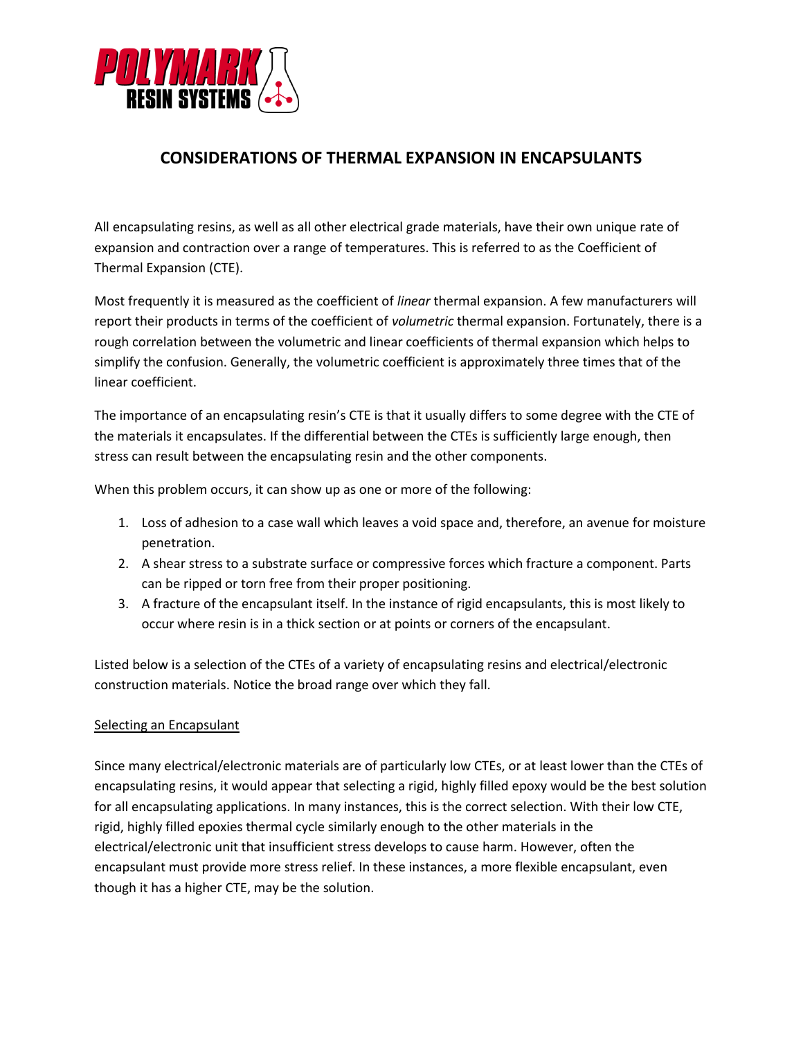# CONSIDERATIONS OF THERMAL EXPANSION IN ENCAPSULANTS

All encapsulating resins, as well as all other electrical grade materials, have their own unique rate of expansion and contraction over a range of temperatures. This is referred to as the Coefficient of Thermal Expansion (CTE).

Most frequently it is measured as the coefficient of *linear* thermal expansion. A few manufacturers will report their products in terms of the coefficient of *volumetric* thermal expansion. Fortunately, there is a rough correlation between the volumetric and linear coefficients of thermal expansion which helps to simplify the confusion. Generally, the volumetric coefficient is approximately three times that of the linear coefficient.

The importance of an encapsulating resin's CTE is that it usually differs to some degree with the CTE of the materials it encapsulates. If the differential between the CTEs is sufficiently large enough, then stress can result between the encapsulating resin and the other components.

When this problem occurs, it can show up as one or more of the following:

1. Loss of adhesion to a case wall which leaves a void space and, therefore, an avenue for moisture penetration.
2. A shear stress to a substrate surface or compressive forces which fracture a component. Parts can be ripped or torn free from their proper positioning.
3. A fracture of the encapsulant itself. In the instance of rigid encapsulants, this is most likely to occur where resin is in a thick section or at points or corners of the encapsulant.

Listed below is a selection of the CTEs of a variety of encapsulating resins and electrical/electronic construction materials. Notice the broad range over which they fall.

## Selecting an Encapsulant

Since many electrical/electronic materials are of particularly low CTEs, or at least lower than the CTEs of encapsulating resins, it would appear that selecting a rigid, highly filled epoxy would be the best solution for all encapsulating applications. In many instances, this is the correct selection. With their low CTE, rigid, highly filled epoxies thermal cycle similarly enough to the other materials in the electrical/electronic unit that insufficient stress develops to cause harm. However, often the encapsulant must provide more stress relief. In these instances, a more flexible encapsulant, even though it has a higher CTE, may be the solution.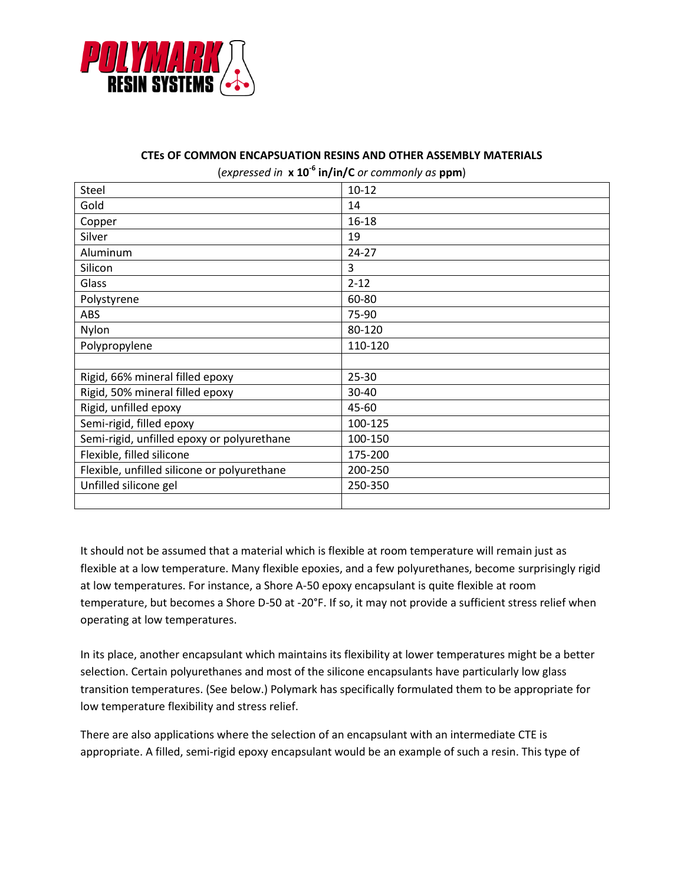**CTEs OF COMMON ENCAPSUATION RESINS AND OTHER ASSEMBLY MATERIALS**

(*expressed in* **x $10^{-6}$ in/in/C** *or commonly as* **ppm**)

| Material | CTE |
|---|---|
| Steel | 10-12 |
| Gold | 14 |
| Copper | 16-18 |
| Silver | 19 |
| Aluminum | 24-27 |
| Silicon | 3 |
| Glass | 2-12 |
| Polystyrene | 60-80 |
| ABS | 75-90 |
| Nylon | 80-120 |
| Polypropylene | 110-120 |
| | |
| Rigid, 66% mineral filled epoxy | 25-30 |
| Rigid, 50% mineral filled epoxy | 30-40 |
| Rigid, unfilled epoxy | 45-60 |
| Semi-rigid, filled epoxy | 100-125 |
| Semi-rigid, unfilled epoxy or polyurethane | 100-150 |
| Flexible, filled silicone | 175-200 |
| Flexible, unfilled silicone or polyurethane | 200-250 |
| Unfilled silicone gel | 250-350 |
| | |

It should not be assumed that a material which is flexible at room temperature will remain just as flexible at a low temperature. Many flexible epoxies, and a few polyurethanes, become surprisingly rigid at low temperatures. For instance, a Shore A-50 epoxy encapsulant is quite flexible at room temperature, but becomes a Shore D-50 at -20°F. If so, it may not provide a sufficient stress relief when operating at low temperatures.

In its place, another encapsulant which maintains its flexibility at lower temperatures might be a better selection. Certain polyurethanes and most of the silicone encapsulants have particularly low glass transition temperatures. (See below.) Polymark has specifically formulated them to be appropriate for low temperature flexibility and stress relief.

There are also applications where the selection of an encapsulant with an intermediate CTE is appropriate. A filled, semi-rigid epoxy encapsulant would be an example of such a resin. This type of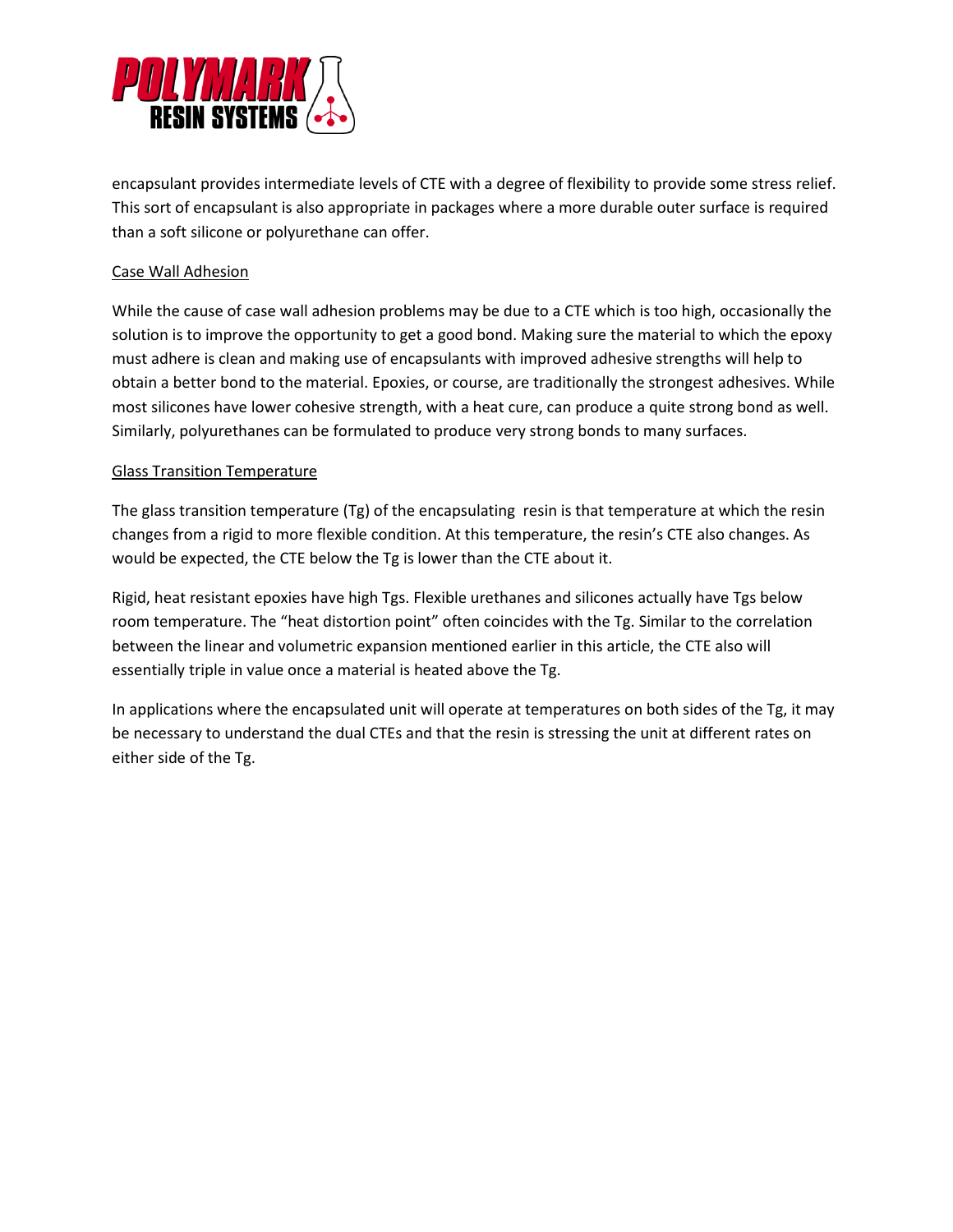encapsulant provides intermediate levels of CTE with a degree of flexibility to provide some stress relief. This sort of encapsulant is also appropriate in packages where a more durable outer surface is required than a soft silicone or polyurethane can offer.

## Case Wall Adhesion

While the cause of case wall adhesion problems may be due to a CTE which is too high, occasionally the solution is to improve the opportunity to get a good bond. Making sure the material to which the epoxy must adhere is clean and making use of encapsulants with improved adhesive strengths will help to obtain a better bond to the material. Epoxies, or course, are traditionally the strongest adhesives. While most silicones have lower cohesive strength, with a heat cure, can produce a quite strong bond as well. Similarly, polyurethanes can be formulated to produce very strong bonds to many surfaces.

## Glass Transition Temperature

The glass transition temperature (Tg) of the encapsulating resin is that temperature at which the resin changes from a rigid to more flexible condition. At this temperature, the resin's CTE also changes. As would be expected, the CTE below the Tg is lower than the CTE about it.

Rigid, heat resistant epoxies have high Tgs. Flexible urethanes and silicones actually have Tgs below room temperature. The "heat distortion point" often coincides with the Tg. Similar to the correlation between the linear and volumetric expansion mentioned earlier in this article, the CTE also will essentially triple in value once a material is heated above the Tg.

In applications where the encapsulated unit will operate at temperatures on both sides of the Tg, it may be necessary to understand the dual CTEs and that the resin is stressing the unit at different rates on either side of the Tg.